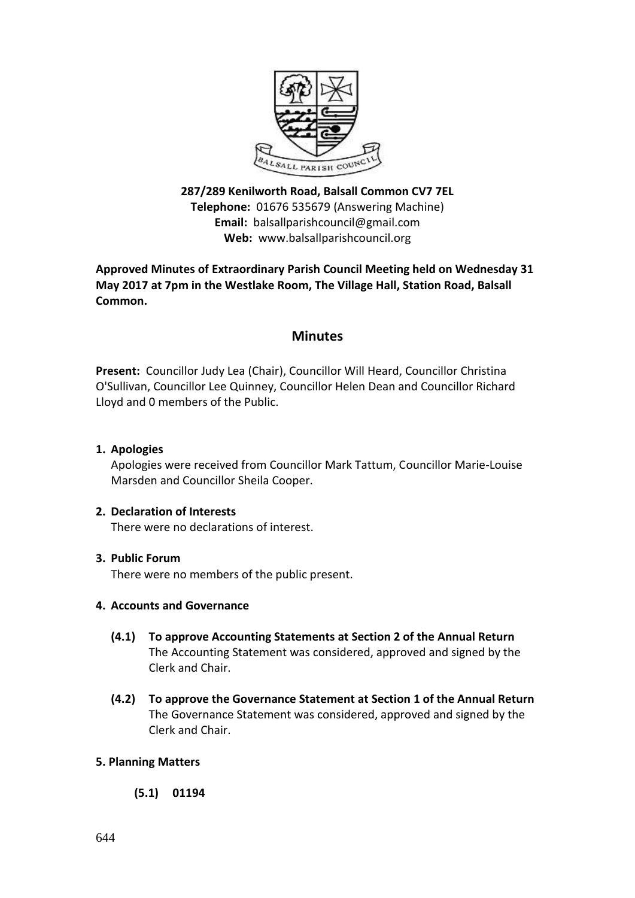**287/289 Kenilworth Road, Balsall Common CV7 7EL**
**Telephone:** 01676 535679 (Answering Machine)
**Email:** balsallparishcouncil@gmail.com
**Web:** www.balsallparishcouncil.org

**Approved Minutes of Extraordinary Parish Council Meeting held on Wednesday 31 May 2017 at 7pm in the Westlake Room, The Village Hall, Station Road, Balsall Common.**

# Minutes

**Present:** Councillor Judy Lea (Chair), Councillor Will Heard, Councillor Christina O'Sullivan, Councillor Lee Quinney, Councillor Helen Dean and Councillor Richard Lloyd and 0 members of the Public.

1. **Apologies**
   Apologies were received from Councillor Mark Tattum, Councillor Marie-Louise Marsden and Councillor Sheila Cooper.

2. **Declaration of Interests**
   There were no declarations of interest.

3. **Public Forum**
   There were no members of the public present.

4. **Accounts and Governance**

   **(4.1) To approve Accounting Statements at Section 2 of the Annual Return**
   The Accounting Statement was considered, approved and signed by the Clerk and Chair.

   **(4.2) To approve the Governance Statement at Section 1 of the Annual Return**
   The Governance Statement was considered, approved and signed by the Clerk and Chair.

**5. Planning Matters**

**(5.1) 01194**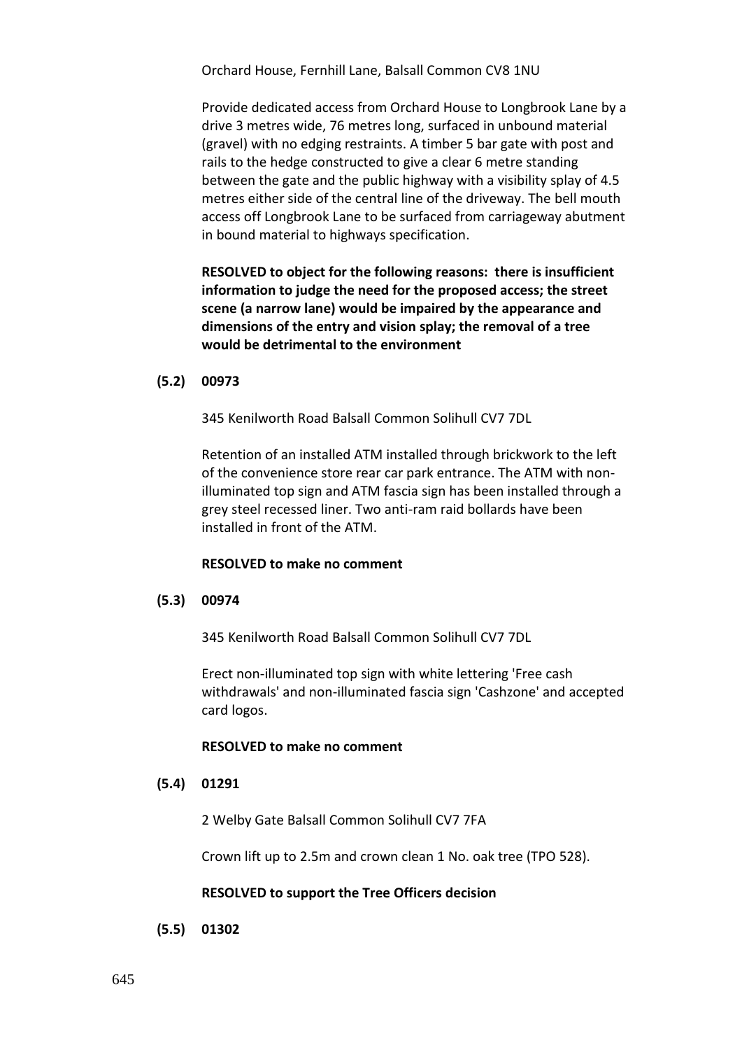Orchard House, Fernhill Lane, Balsall Common CV8 1NU

Provide dedicated access from Orchard House to Longbrook Lane by a drive 3 metres wide, 76 metres long, surfaced in unbound material (gravel) with no edging restraints. A timber 5 bar gate with post and rails to the hedge constructed to give a clear 6 metre standing between the gate and the public highway with a visibility splay of 4.5 metres either side of the central line of the driveway. The bell mouth access off Longbrook Lane to be surfaced from carriageway abutment in bound material to highways specification.

**RESOLVED to object for the following reasons: there is insufficient information to judge the need for the proposed access; the street scene (a narrow lane) would be impaired by the appearance and dimensions of the entry and vision splay; the removal of a tree would be detrimental to the environment**

**(5.2) 00973**

345 Kenilworth Road Balsall Common Solihull CV7 7DL

Retention of an installed ATM installed through brickwork to the left of the convenience store rear car park entrance. The ATM with non-illuminated top sign and ATM fascia sign has been installed through a grey steel recessed liner. Two anti-ram raid bollards have been installed in front of the ATM.

**RESOLVED to make no comment**

**(5.3) 00974**

345 Kenilworth Road Balsall Common Solihull CV7 7DL

Erect non-illuminated top sign with white lettering 'Free cash withdrawals' and non-illuminated fascia sign 'Cashzone' and accepted card logos.

**RESOLVED to make no comment**

**(5.4) 01291**

2 Welby Gate Balsall Common Solihull CV7 7FA

Crown lift up to 2.5m and crown clean 1 No. oak tree (TPO 528).

**RESOLVED to support the Tree Officers decision**

**(5.5) 01302**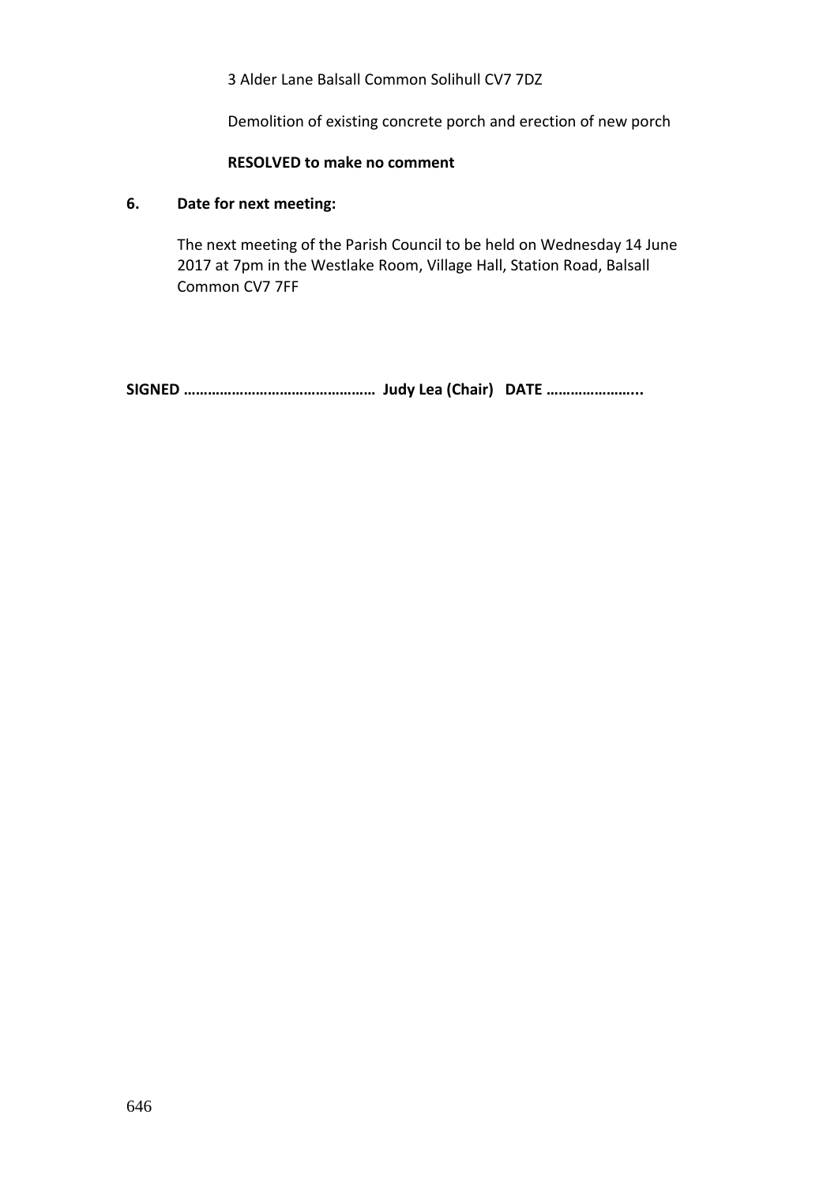3 Alder Lane Balsall Common Solihull CV7 7DZ

Demolition of existing concrete porch and erection of new porch

**RESOLVED to make no comment**

**6. Date for next meeting:**

The next meeting of the Parish Council to be held on Wednesday 14 June 2017 at 7pm in the Westlake Room, Village Hall, Station Road, Balsall Common CV7 7FF

**SIGNED ……………………………………… Judy Lea (Chair) DATE …………………..**